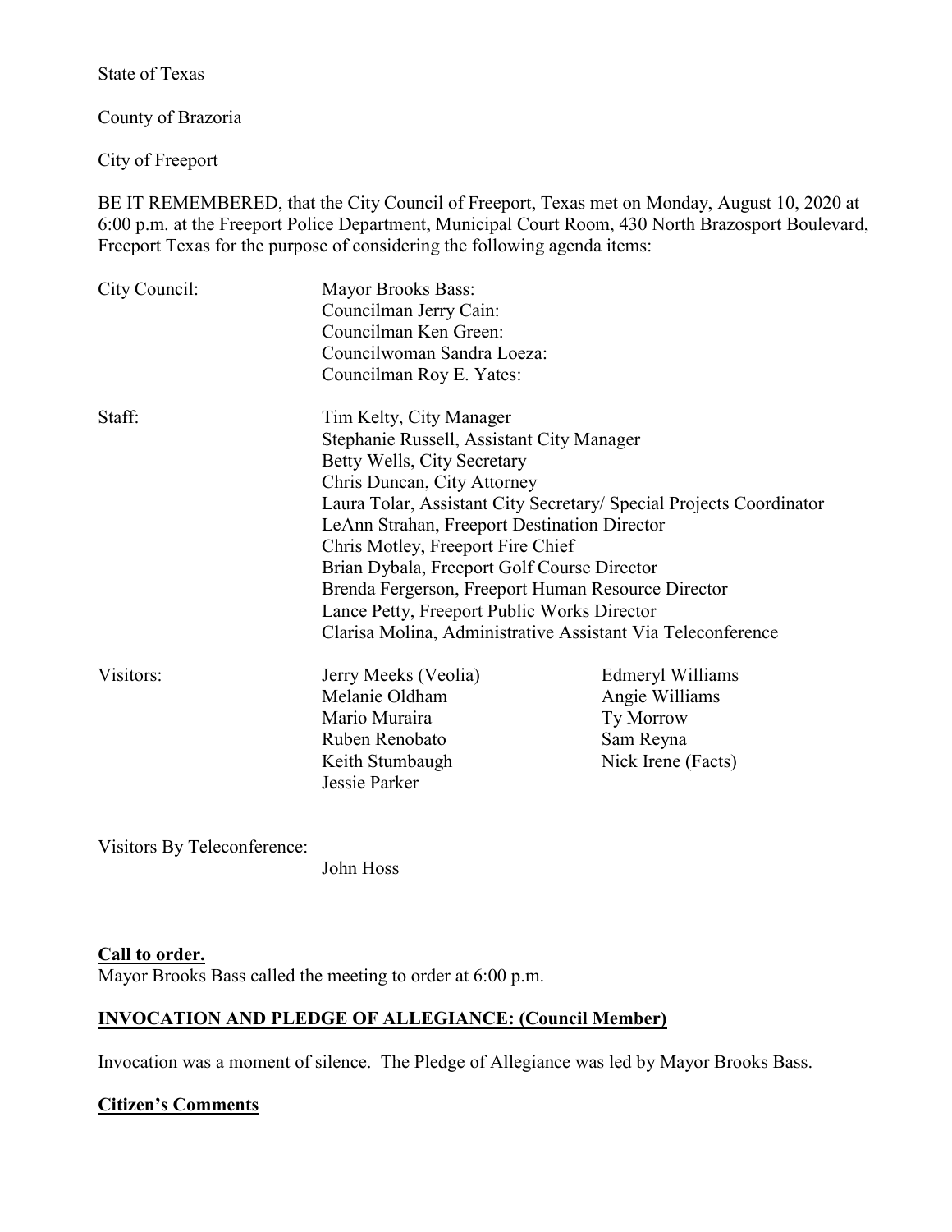State of Texas

County of Brazoria

City of Freeport

BE IT REMEMBERED, that the City Council of Freeport, Texas met on Monday, August 10, 2020 at 6:00 p.m. at the Freeport Police Department, Municipal Court Room, 430 North Brazosport Boulevard, Freeport Texas for the purpose of considering the following agenda items:

City Council:

Mayor Brooks Bass:
Councilman Jerry Cain:
Councilman Ken Green:
Councilwoman Sandra Loeza:
Councilman Roy E. Yates:

Staff:

Tim Kelty, City Manager
Stephanie Russell, Assistant City Manager
Betty Wells, City Secretary
Chris Duncan, City Attorney
Laura Tolar, Assistant City Secretary/ Special Projects Coordinator
LeAnn Strahan, Freeport Destination Director
Chris Motley, Freeport Fire Chief
Brian Dybala, Freeport Golf Course Director
Brenda Fergerson, Freeport Human Resource Director
Lance Petty, Freeport Public Works Director
Clarisa Molina, Administrative Assistant Via Teleconference

Visitors:

Jerry Meeks (Veolia)
Melanie Oldham
Mario Muraira
Ruben Renobato
Keith Stumbaugh
Jessie Parker
Edmeryl Williams
Angie Williams
Ty Morrow
Sam Reyna
Nick Irene (Facts)

Visitors By Teleconference:

John Hoss

**Call to order.**
Mayor Brooks Bass called the meeting to order at 6:00 p.m.

**INVOCATION AND PLEDGE OF ALLEGIANCE: (Council Member)**

Invocation was a moment of silence. The Pledge of Allegiance was led by Mayor Brooks Bass.

**Citizen's Comments**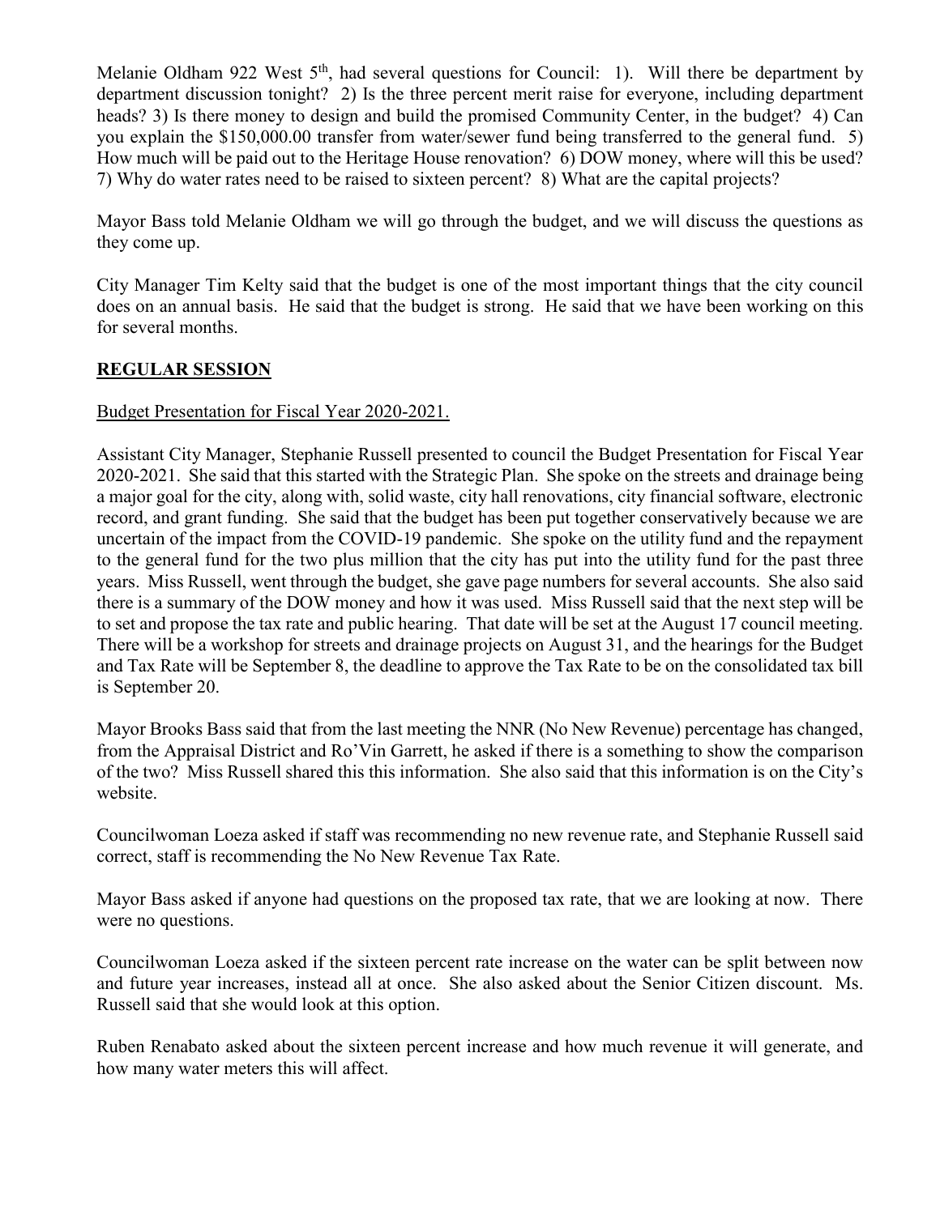Melanie Oldham 922 West 5th, had several questions for Council: 1). Will there be department by department discussion tonight? 2) Is the three percent merit raise for everyone, including department heads? 3) Is there money to design and build the promised Community Center, in the budget? 4) Can you explain the $150,000.00 transfer from water/sewer fund being transferred to the general fund. 5) How much will be paid out to the Heritage House renovation? 6) DOW money, where will this be used? 7) Why do water rates need to be raised to sixteen percent? 8) What are the capital projects?

Mayor Bass told Melanie Oldham we will go through the budget, and we will discuss the questions as they come up.

City Manager Tim Kelty said that the budget is one of the most important things that the city council does on an annual basis. He said that the budget is strong. He said that we have been working on this for several months.

## REGULAR SESSION

Budget Presentation for Fiscal Year 2020-2021.

Assistant City Manager, Stephanie Russell presented to council the Budget Presentation for Fiscal Year 2020-2021. She said that this started with the Strategic Plan. She spoke on the streets and drainage being a major goal for the city, along with, solid waste, city hall renovations, city financial software, electronic record, and grant funding. She said that the budget has been put together conservatively because we are uncertain of the impact from the COVID-19 pandemic. She spoke on the utility fund and the repayment to the general fund for the two plus million that the city has put into the utility fund for the past three years. Miss Russell, went through the budget, she gave page numbers for several accounts. She also said there is a summary of the DOW money and how it was used. Miss Russell said that the next step will be to set and propose the tax rate and public hearing. That date will be set at the August 17 council meeting. There will be a workshop for streets and drainage projects on August 31, and the hearings for the Budget and Tax Rate will be September 8, the deadline to approve the Tax Rate to be on the consolidated tax bill is September 20.

Mayor Brooks Bass said that from the last meeting the NNR (No New Revenue) percentage has changed, from the Appraisal District and Ro'Vin Garrett, he asked if there is a something to show the comparison of the two? Miss Russell shared this this information. She also said that this information is on the City's website.

Councilwoman Loeza asked if staff was recommending no new revenue rate, and Stephanie Russell said correct, staff is recommending the No New Revenue Tax Rate.

Mayor Bass asked if anyone had questions on the proposed tax rate, that we are looking at now. There were no questions.

Councilwoman Loeza asked if the sixteen percent rate increase on the water can be split between now and future year increases, instead all at once. She also asked about the Senior Citizen discount. Ms. Russell said that she would look at this option.

Ruben Renabato asked about the sixteen percent increase and how much revenue it will generate, and how many water meters this will affect.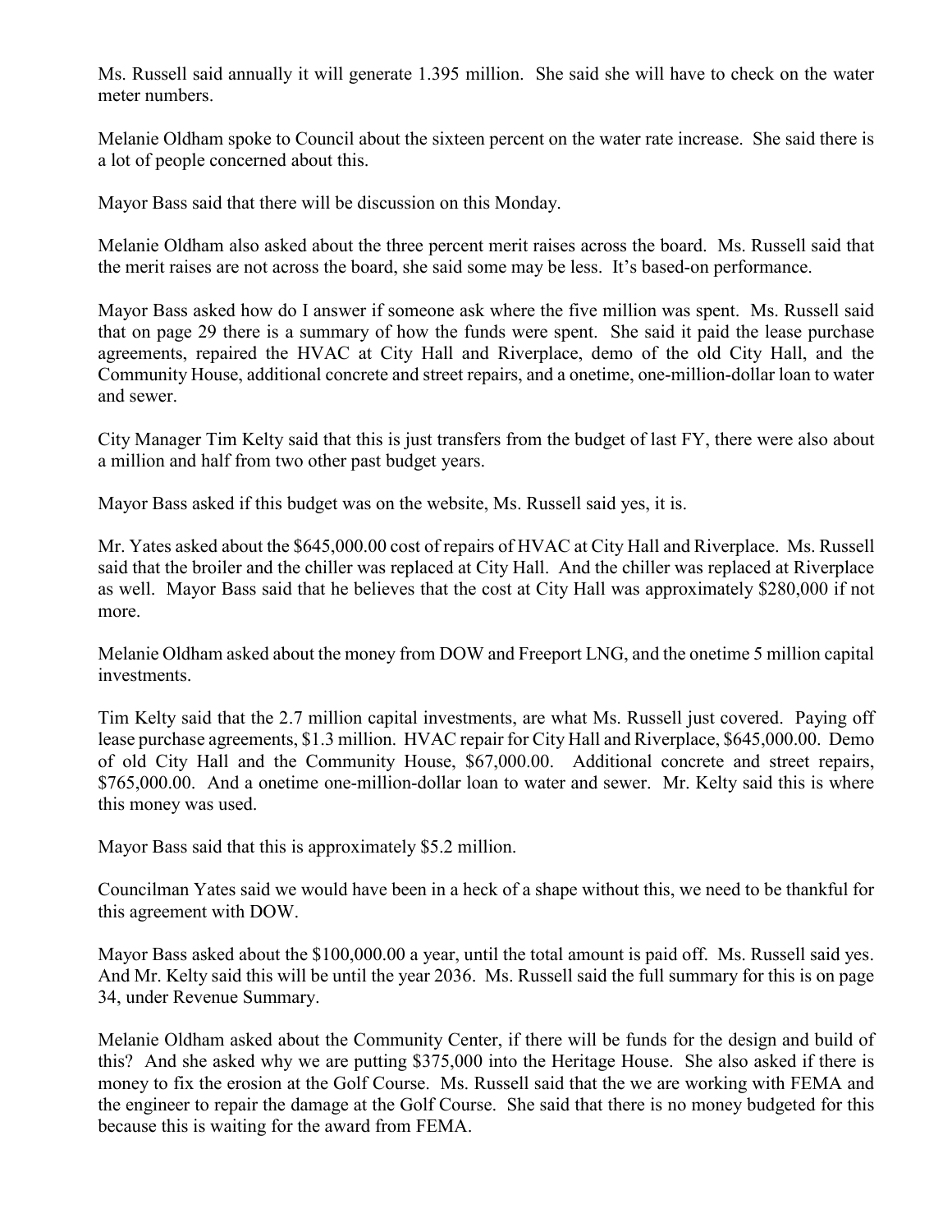Ms. Russell said annually it will generate 1.395 million. She said she will have to check on the water meter numbers.

Melanie Oldham spoke to Council about the sixteen percent on the water rate increase. She said there is a lot of people concerned about this.

Mayor Bass said that there will be discussion on this Monday.

Melanie Oldham also asked about the three percent merit raises across the board. Ms. Russell said that the merit raises are not across the board, she said some may be less. It's based-on performance.

Mayor Bass asked how do I answer if someone ask where the five million was spent. Ms. Russell said that on page 29 there is a summary of how the funds were spent. She said it paid the lease purchase agreements, repaired the HVAC at City Hall and Riverplace, demo of the old City Hall, and the Community House, additional concrete and street repairs, and a onetime, one-million-dollar loan to water and sewer.

City Manager Tim Kelty said that this is just transfers from the budget of last FY, there were also about a million and half from two other past budget years.

Mayor Bass asked if this budget was on the website, Ms. Russell said yes, it is.

Mr. Yates asked about the $645,000.00 cost of repairs of HVAC at City Hall and Riverplace. Ms. Russell said that the broiler and the chiller was replaced at City Hall. And the chiller was replaced at Riverplace as well. Mayor Bass said that he believes that the cost at City Hall was approximately $280,000 if not more.

Melanie Oldham asked about the money from DOW and Freeport LNG, and the onetime 5 million capital investments.

Tim Kelty said that the 2.7 million capital investments, are what Ms. Russell just covered. Paying off lease purchase agreements, $1.3 million. HVAC repair for City Hall and Riverplace, $645,000.00. Demo of old City Hall and the Community House, $67,000.00. Additional concrete and street repairs, $765,000.00. And a onetime one-million-dollar loan to water and sewer. Mr. Kelty said this is where this money was used.

Mayor Bass said that this is approximately $5.2 million.

Councilman Yates said we would have been in a heck of a shape without this, we need to be thankful for this agreement with DOW.

Mayor Bass asked about the $100,000.00 a year, until the total amount is paid off. Ms. Russell said yes. And Mr. Kelty said this will be until the year 2036. Ms. Russell said the full summary for this is on page 34, under Revenue Summary.

Melanie Oldham asked about the Community Center, if there will be funds for the design and build of this? And she asked why we are putting $375,000 into the Heritage House. She also asked if there is money to fix the erosion at the Golf Course. Ms. Russell said that the we are working with FEMA and the engineer to repair the damage at the Golf Course. She said that there is no money budgeted for this because this is waiting for the award from FEMA.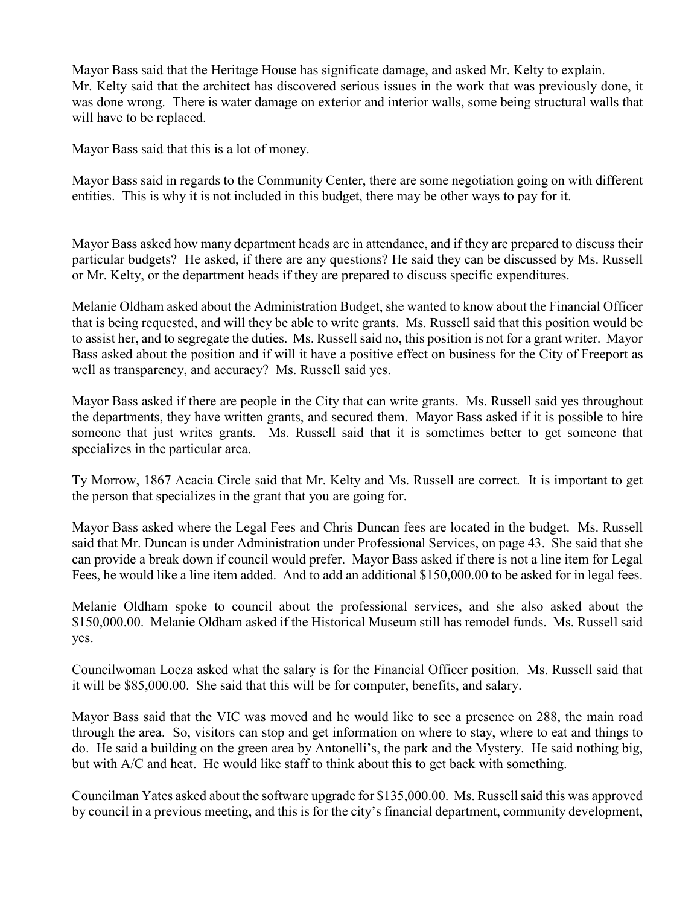Mayor Bass said that the Heritage House has significate damage, and asked Mr. Kelty to explain. Mr. Kelty said that the architect has discovered serious issues in the work that was previously done, it was done wrong. There is water damage on exterior and interior walls, some being structural walls that will have to be replaced.

Mayor Bass said that this is a lot of money.

Mayor Bass said in regards to the Community Center, there are some negotiation going on with different entities. This is why it is not included in this budget, there may be other ways to pay for it.

Mayor Bass asked how many department heads are in attendance, and if they are prepared to discuss their particular budgets? He asked, if there are any questions? He said they can be discussed by Ms. Russell or Mr. Kelty, or the department heads if they are prepared to discuss specific expenditures.

Melanie Oldham asked about the Administration Budget, she wanted to know about the Financial Officer that is being requested, and will they be able to write grants. Ms. Russell said that this position would be to assist her, and to segregate the duties. Ms. Russell said no, this position is not for a grant writer. Mayor Bass asked about the position and if will it have a positive effect on business for the City of Freeport as well as transparency, and accuracy? Ms. Russell said yes.

Mayor Bass asked if there are people in the City that can write grants. Ms. Russell said yes throughout the departments, they have written grants, and secured them. Mayor Bass asked if it is possible to hire someone that just writes grants. Ms. Russell said that it is sometimes better to get someone that specializes in the particular area.

Ty Morrow, 1867 Acacia Circle said that Mr. Kelty and Ms. Russell are correct. It is important to get the person that specializes in the grant that you are going for.

Mayor Bass asked where the Legal Fees and Chris Duncan fees are located in the budget. Ms. Russell said that Mr. Duncan is under Administration under Professional Services, on page 43. She said that she can provide a break down if council would prefer. Mayor Bass asked if there is not a line item for Legal Fees, he would like a line item added. And to add an additional $150,000.00 to be asked for in legal fees.

Melanie Oldham spoke to council about the professional services, and she also asked about the $150,000.00. Melanie Oldham asked if the Historical Museum still has remodel funds. Ms. Russell said yes.

Councilwoman Loeza asked what the salary is for the Financial Officer position. Ms. Russell said that it will be $85,000.00. She said that this will be for computer, benefits, and salary.

Mayor Bass said that the VIC was moved and he would like to see a presence on 288, the main road through the area. So, visitors can stop and get information on where to stay, where to eat and things to do. He said a building on the green area by Antonelli's, the park and the Mystery. He said nothing big, but with A/C and heat. He would like staff to think about this to get back with something.

Councilman Yates asked about the software upgrade for $135,000.00. Ms. Russell said this was approved by council in a previous meeting, and this is for the city's financial department, community development,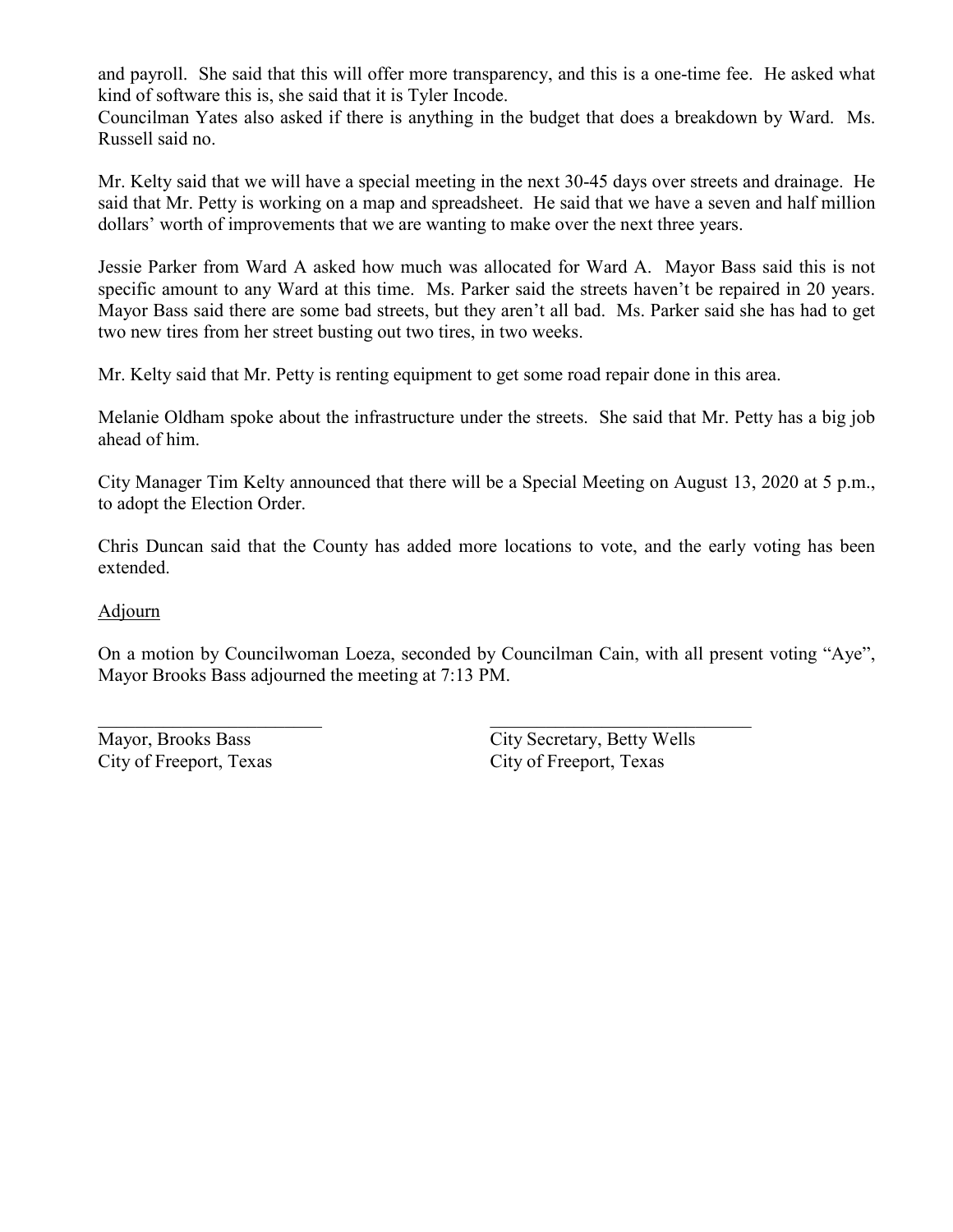and payroll. She said that this will offer more transparency, and this is a one-time fee. He asked what kind of software this is, she said that it is Tyler Incode.
Councilman Yates also asked if there is anything in the budget that does a breakdown by Ward. Ms. Russell said no.

Mr. Kelty said that we will have a special meeting in the next 30-45 days over streets and drainage. He said that Mr. Petty is working on a map and spreadsheet. He said that we have a seven and half million dollars' worth of improvements that we are wanting to make over the next three years.

Jessie Parker from Ward A asked how much was allocated for Ward A. Mayor Bass said this is not specific amount to any Ward at this time. Ms. Parker said the streets haven't be repaired in 20 years. Mayor Bass said there are some bad streets, but they aren't all bad. Ms. Parker said she has had to get two new tires from her street busting out two tires, in two weeks.

Mr. Kelty said that Mr. Petty is renting equipment to get some road repair done in this area.

Melanie Oldham spoke about the infrastructure under the streets. She said that Mr. Petty has a big job ahead of him.

City Manager Tim Kelty announced that there will be a Special Meeting on August 13, 2020 at 5 p.m., to adopt the Election Order.

Chris Duncan said that the County has added more locations to vote, and the early voting has been extended.

Adjourn

On a motion by Councilwoman Loeza, seconded by Councilman Cain, with all present voting "Aye", Mayor Brooks Bass adjourned the meeting at 7:13 PM.

| | |
|---|---|
| \_\_\_\_\_\_\_\_\_\_\_\_\_\_\_\_\_\_\_\_\_\_\_\_ | \_\_\_\_\_\_\_\_\_\_\_\_\_\_\_\_\_\_\_\_\_\_\_\_ |
| Mayor, Brooks Bass | City Secretary, Betty Wells |
| City of Freeport, Texas | City of Freeport, Texas |